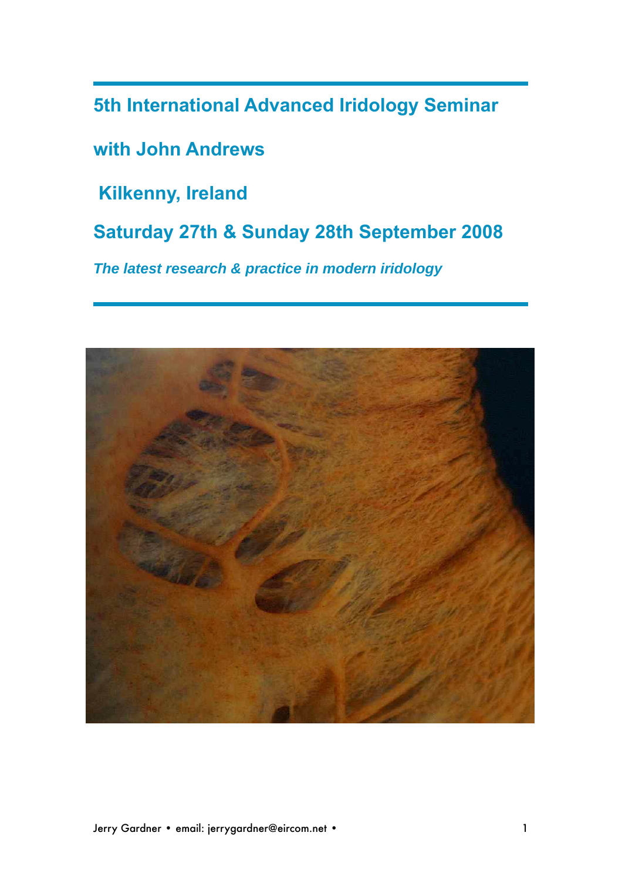# 5th International Advanced Iridology Seminar

## with John Andrews

## Kilkenny, Ireland

## Saturday 27th & Sunday 28th September 2008

***The latest research & practice in modern iridology***

Jerry Gardner • email: jerrygardner@eircom.net •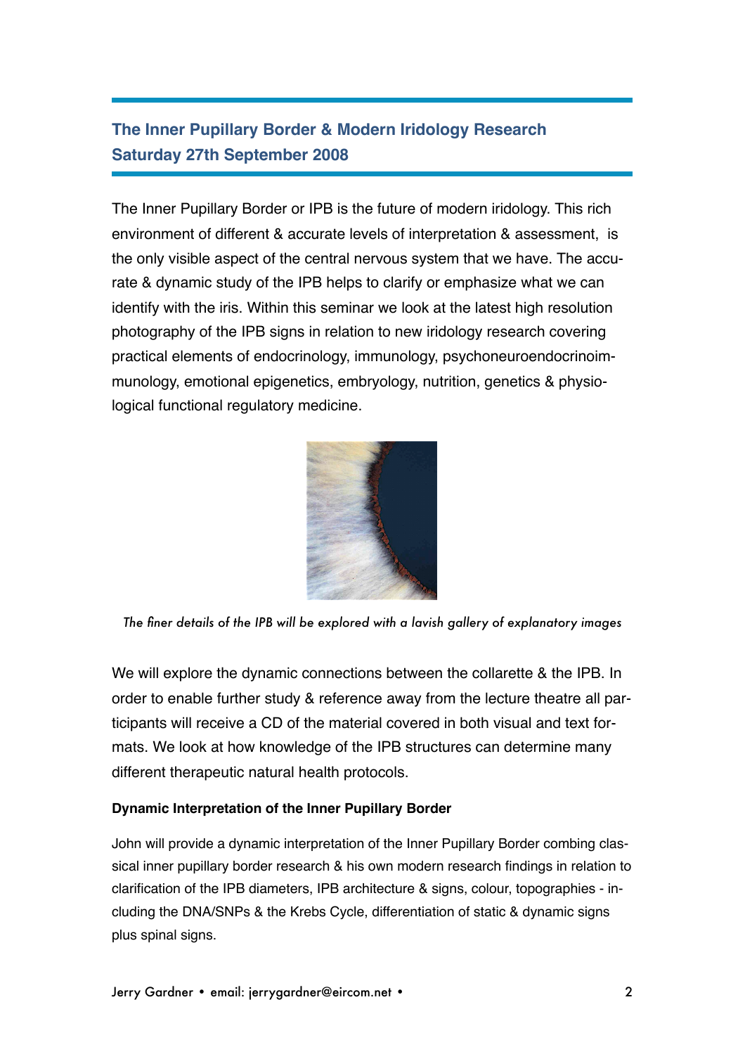## The Inner Pupillary Border & Modern Iridology Research
## Saturday 27th September 2008

The Inner Pupillary Border or IPB is the future of modern iridology. This rich environment of different & accurate levels of interpretation & assessment, is the only visible aspect of the central nervous system that we have. The accurate & dynamic study of the IPB helps to clarify or emphasize what we can identify with the iris. Within this seminar we look at the latest high resolution photography of the IPB signs in relation to new iridology research covering practical elements of endocrinology, immunology, psychoneuroendocrinoimmunology, emotional epigenetics, embryology, nutrition, genetics & physiological functional regulatory medicine.

*The finer details of the IPB will be explored with a lavish gallery of explanatory images*

We will explore the dynamic connections between the collarette & the IPB. In order to enable further study & reference away from the lecture theatre all participants will receive a CD of the material covered in both visual and text formats. We look at how knowledge of the IPB structures can determine many different therapeutic natural health protocols.

**Dynamic Interpretation of the Inner Pupillary Border**

John will provide a dynamic interpretation of the Inner Pupillary Border combing classical inner pupillary border research & his own modern research findings in relation to clarification of the IPB diameters, IPB architecture & signs, colour, topographies - including the DNA/SNPs & the Krebs Cycle, differentiation of static & dynamic signs plus spinal signs.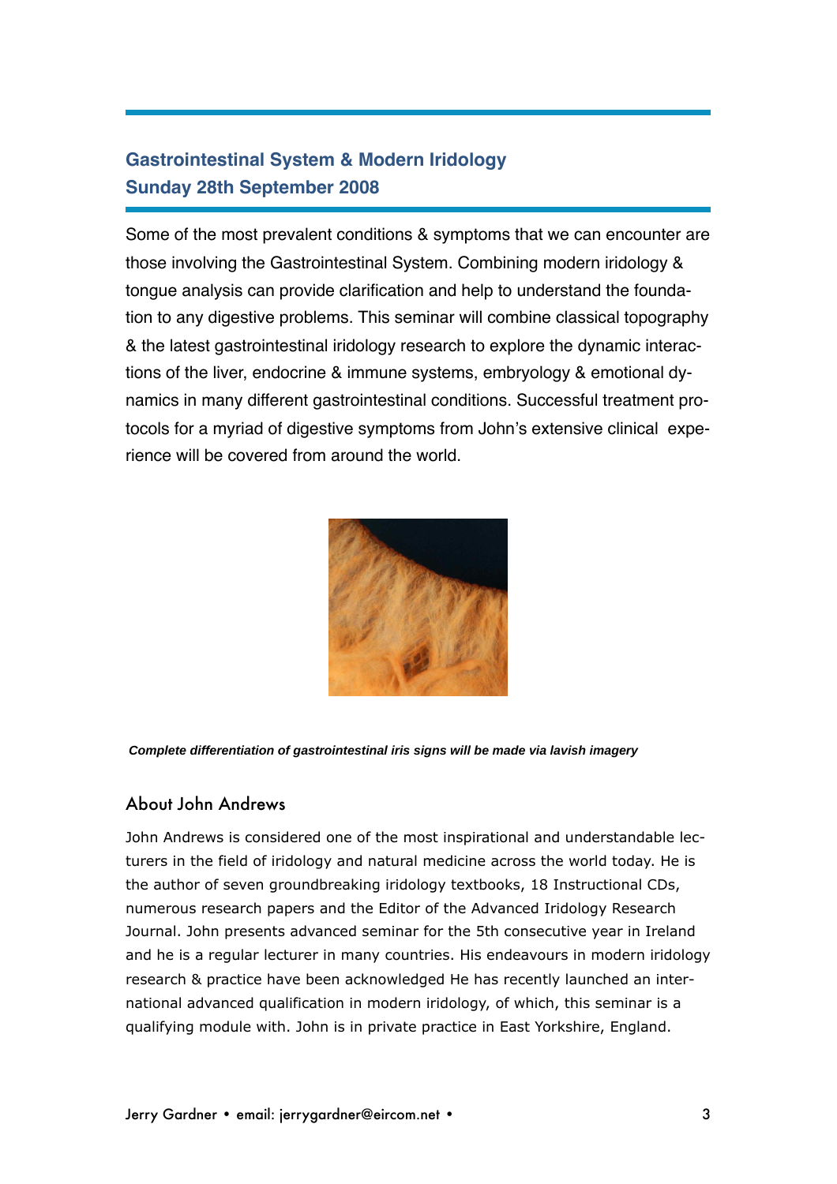## Gastrointestinal System & Modern Iridology
## Sunday 28th September 2008

Some of the most prevalent conditions & symptoms that we can encounter are those involving the Gastrointestinal System. Combining modern iridology & tongue analysis can provide clarification and help to understand the foundation to any digestive problems. This seminar will combine classical topography & the latest gastrointestinal iridology research to explore the dynamic interactions of the liver, endocrine & immune systems, embryology & emotional dynamics in many different gastrointestinal conditions. Successful treatment protocols for a myriad of digestive symptoms from John's extensive clinical experience will be covered from around the world.

***Complete differentiation of gastrointestinal iris signs will be made via lavish imagery***

### About John Andrews

John Andrews is considered one of the most inspirational and understandable lecturers in the field of iridology and natural medicine across the world today. He is the author of seven groundbreaking iridology textbooks, 18 Instructional CDs, numerous research papers and the Editor of the Advanced Iridology Research Journal. John presents advanced seminar for the 5th consecutive year in Ireland and he is a regular lecturer in many countries. His endeavours in modern iridology research & practice have been acknowledged He has recently launched an international advanced qualification in modern iridology, of which, this seminar is a qualifying module with. John is in private practice in East Yorkshire, England.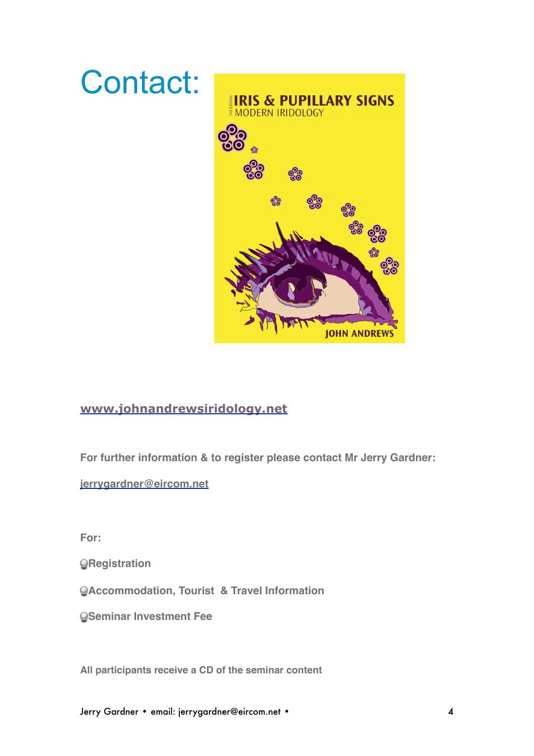# Contact:

**[www.johnandrewsiridology.net](http://www.johnandrewsiridology.net)**

**For further information & to register please contact Mr Jerry Gardner:**

**[jerrygardner@eircom.net](mailto:jerrygardner@eircom.net)**

**For:**

- **Registration**
- **Accommodation, Tourist & Travel Information**
- **Seminar Investment Fee**

**All participants receive a CD of the seminar content**